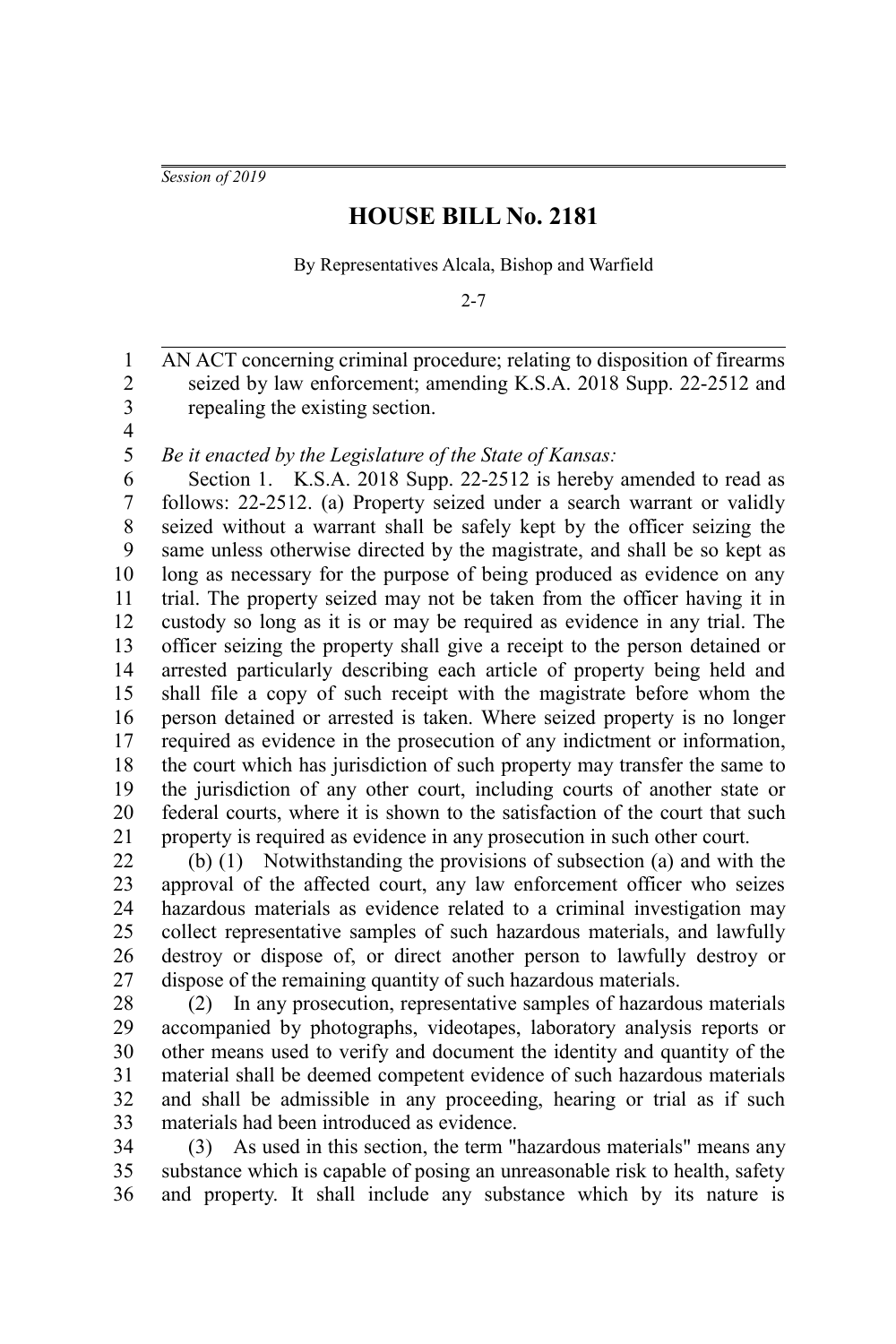*Session of 2019*

# HOUSE BILL No. 2181

By Representatives Alcala, Bishop and Warfield

2-7

AN ACT concerning criminal procedure; relating to disposition of firearms seized by law enforcement; amending K.S.A. 2018 Supp. 22-2512 and repealing the existing section.

*Be it enacted by the Legislature of the State of Kansas:*

Section 1. K.S.A. 2018 Supp. 22-2512 is hereby amended to read as follows: 22-2512. (a) Property seized under a search warrant or validly seized without a warrant shall be safely kept by the officer seizing the same unless otherwise directed by the magistrate, and shall be so kept as long as necessary for the purpose of being produced as evidence on any trial. The property seized may not be taken from the officer having it in custody so long as it is or may be required as evidence in any trial. The officer seizing the property shall give a receipt to the person detained or arrested particularly describing each article of property being held and shall file a copy of such receipt with the magistrate before whom the person detained or arrested is taken. Where seized property is no longer required as evidence in the prosecution of any indictment or information, the court which has jurisdiction of such property may transfer the same to the jurisdiction of any other court, including courts of another state or federal courts, where it is shown to the satisfaction of the court that such property is required as evidence in any prosecution in such other court.

(b) (1) Notwithstanding the provisions of subsection (a) and with the approval of the affected court, any law enforcement officer who seizes hazardous materials as evidence related to a criminal investigation may collect representative samples of such hazardous materials, and lawfully destroy or dispose of, or direct another person to lawfully destroy or dispose of the remaining quantity of such hazardous materials.

(2) In any prosecution, representative samples of hazardous materials accompanied by photographs, videotapes, laboratory analysis reports or other means used to verify and document the identity and quantity of the material shall be deemed competent evidence of such hazardous materials and shall be admissible in any proceeding, hearing or trial as if such materials had been introduced as evidence.

(3) As used in this section, the term "hazardous materials" means any substance which is capable of posing an unreasonable risk to health, safety and property. It shall include any substance which by its nature is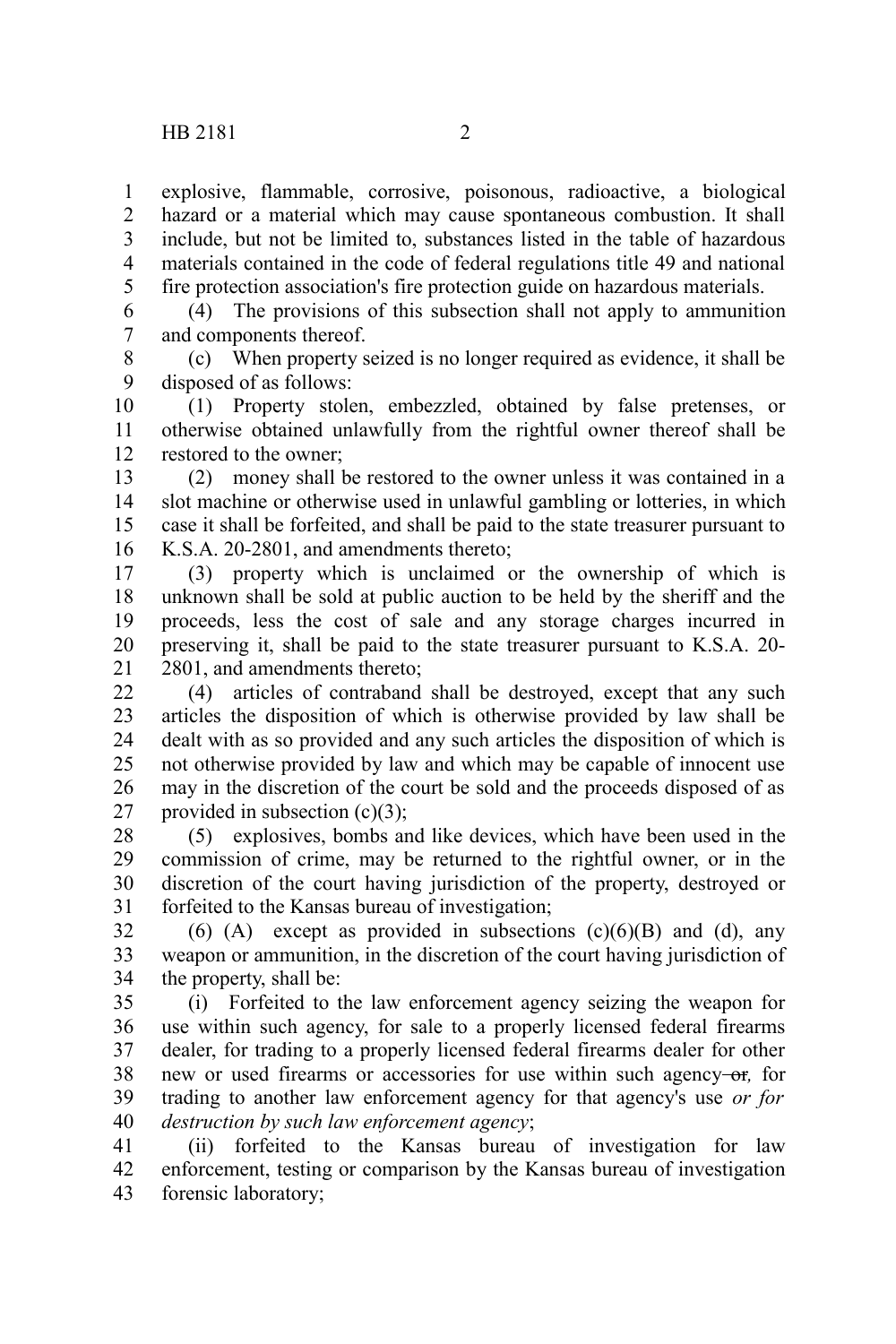explosive, flammable, corrosive, poisonous, radioactive, a biological hazard or a material which may cause spontaneous combustion. It shall include, but not be limited to, substances listed in the table of hazardous materials contained in the code of federal regulations title 49 and national fire protection association's fire protection guide on hazardous materials.

(4) The provisions of this subsection shall not apply to ammunition and components thereof.

(c) When property seized is no longer required as evidence, it shall be disposed of as follows:

(1) Property stolen, embezzled, obtained by false pretenses, or otherwise obtained unlawfully from the rightful owner thereof shall be restored to the owner;

(2) money shall be restored to the owner unless it was contained in a slot machine or otherwise used in unlawful gambling or lotteries, in which case it shall be forfeited, and shall be paid to the state treasurer pursuant to K.S.A. 20-2801, and amendments thereto;

(3) property which is unclaimed or the ownership of which is unknown shall be sold at public auction to be held by the sheriff and the proceeds, less the cost of sale and any storage charges incurred in preserving it, shall be paid to the state treasurer pursuant to K.S.A. 20-2801, and amendments thereto;

(4) articles of contraband shall be destroyed, except that any such articles the disposition of which is otherwise provided by law shall be dealt with as so provided and any such articles the disposition of which is not otherwise provided by law and which may be capable of innocent use may in the discretion of the court be sold and the proceeds disposed of as provided in subsection (c)(3);

(5) explosives, bombs and like devices, which have been used in the commission of crime, may be returned to the rightful owner, or in the discretion of the court having jurisdiction of the property, destroyed or forfeited to the Kansas bureau of investigation;

(6) (A) except as provided in subsections (c)(6)(B) and (d), any weapon or ammunition, in the discretion of the court having jurisdiction of the property, shall be:

(i) Forfeited to the law enforcement agency seizing the weapon for use within such agency, for sale to a properly licensed federal firearms dealer, for trading to a properly licensed federal firearms dealer for other new or used firearms or accessories for use within such agency ~~or~~*,* for trading to another law enforcement agency for that agency's use *or for destruction by such law enforcement agency*;

(ii) forfeited to the Kansas bureau of investigation for law enforcement, testing or comparison by the Kansas bureau of investigation forensic laboratory;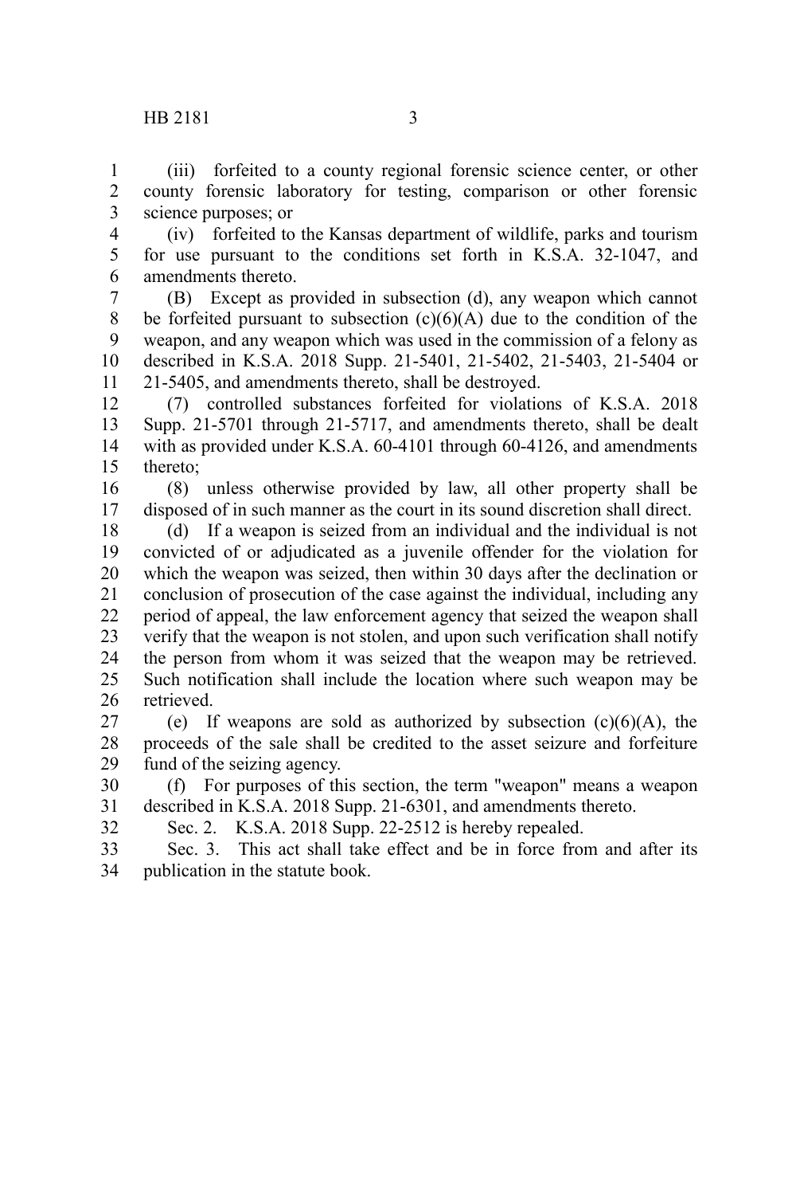(iii) forfeited to a county regional forensic science center, or other county forensic laboratory for testing, comparison or other forensic science purposes; or

(iv) forfeited to the Kansas department of wildlife, parks and tourism for use pursuant to the conditions set forth in K.S.A. 32-1047, and amendments thereto.

(B) Except as provided in subsection (d), any weapon which cannot be forfeited pursuant to subsection (c)(6)(A) due to the condition of the weapon, and any weapon which was used in the commission of a felony as described in K.S.A. 2018 Supp. 21-5401, 21-5402, 21-5403, 21-5404 or 21-5405, and amendments thereto, shall be destroyed.

(7) controlled substances forfeited for violations of K.S.A. 2018 Supp. 21-5701 through 21-5717, and amendments thereto, shall be dealt with as provided under K.S.A. 60-4101 through 60-4126, and amendments thereto;

(8) unless otherwise provided by law, all other property shall be disposed of in such manner as the court in its sound discretion shall direct.

(d) If a weapon is seized from an individual and the individual is not convicted of or adjudicated as a juvenile offender for the violation for which the weapon was seized, then within 30 days after the declination or conclusion of prosecution of the case against the individual, including any period of appeal, the law enforcement agency that seized the weapon shall verify that the weapon is not stolen, and upon such verification shall notify the person from whom it was seized that the weapon may be retrieved. Such notification shall include the location where such weapon may be retrieved.

(e) If weapons are sold as authorized by subsection (c)(6)(A), the proceeds of the sale shall be credited to the asset seizure and forfeiture fund of the seizing agency.

(f) For purposes of this section, the term "weapon" means a weapon described in K.S.A. 2018 Supp. 21-6301, and amendments thereto.

Sec. 2. K.S.A. 2018 Supp. 22-2512 is hereby repealed.

Sec. 3. This act shall take effect and be in force from and after its publication in the statute book.